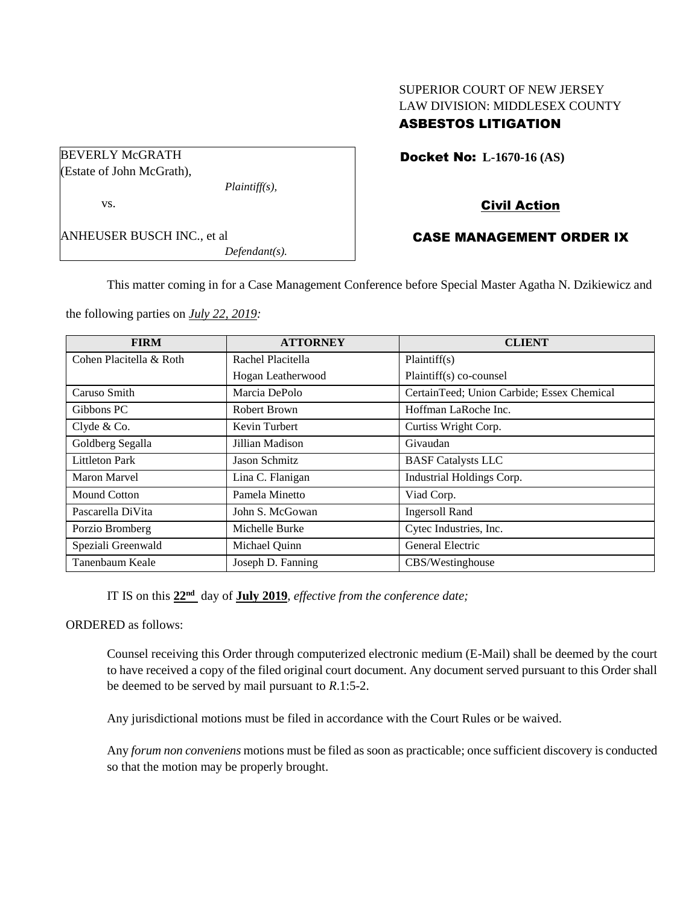SUPERIOR COURT OF NEW JERSEY
LAW DIVISION: MIDDLESEX COUNTY
**ASBESTOS LITIGATION**

BEVERLY McGRATH
(Estate of John McGrath),
*Plaintiff(s),*

vs.

ANHEUSER BUSCH INC., et al
*Defendant(s).*

**Docket No: L-1670-16 (AS)**

**Civil Action**

**CASE MANAGEMENT ORDER IX**

This matter coming in for a Case Management Conference before Special Master Agatha N. Dzikiewicz and the following parties on *July 22, 2019:*

| FIRM | ATTORNEY | CLIENT |
|---|---|---|
| Cohen Placitella & Roth | Rachel Placitella | Plaintiff(s) |
| | Hogan Leatherwood | Plaintiff(s) co-counsel |
| Caruso Smith | Marcia DePolo | CertainTeed; Union Carbide; Essex Chemical |
| Gibbons PC | Robert Brown | Hoffman LaRoche Inc. |
| Clyde & Co. | Kevin Turbert | Curtiss Wright Corp. |
| Goldberg Segalla | Jillian Madison | Givaudan |
| Littleton Park | Jason Schmitz | BASF Catalysts LLC |
| Maron Marvel | Lina C. Flanigan | Industrial Holdings Corp. |
| Mound Cotton | Pamela Minetto | Viad Corp. |
| Pascarella DiVita | John S. McGowan | Ingersoll Rand |
| Porzio Bromberg | Michelle Burke | Cytec Industries, Inc. |
| Speziali Greenwald | Michael Quinn | General Electric |
| Tanenbaum Keale | Joseph D. Fanning | CBS/Westinghouse |

IT IS on this **22nd** day of **July 2019**, *effective from the conference date;*

ORDERED as follows:

Counsel receiving this Order through computerized electronic medium (E-Mail) shall be deemed by the court to have received a copy of the filed original court document. Any document served pursuant to this Order shall be deemed to be served by mail pursuant to *R*.1:5-2.

Any jurisdictional motions must be filed in accordance with the Court Rules or be waived.

Any *forum non conveniens* motions must be filed as soon as practicable; once sufficient discovery is conducted so that the motion may be properly brought.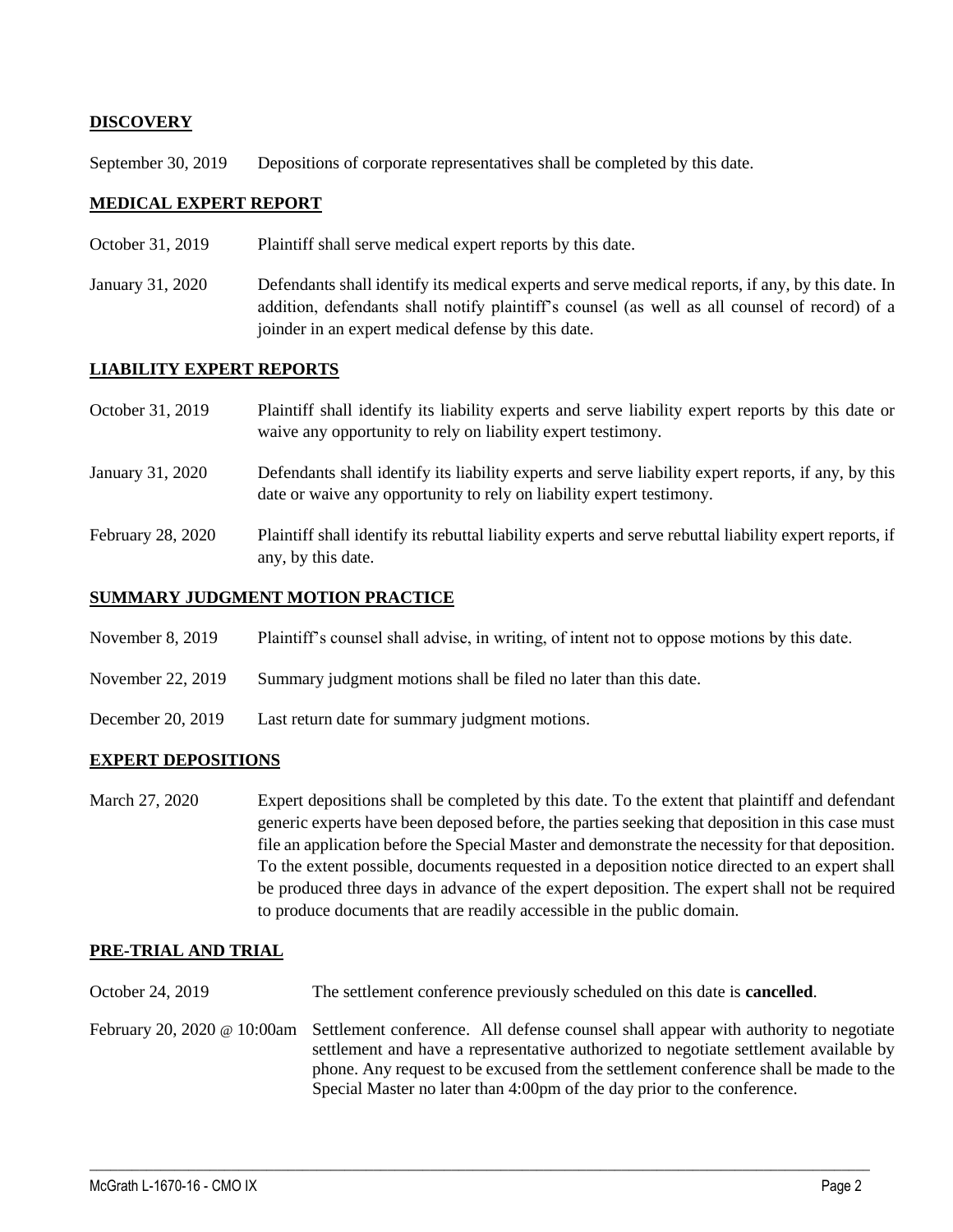## DISCOVERY

| | |
|---|---|
| September 30, 2019 | Depositions of corporate representatives shall be completed by this date. |

## MEDICAL EXPERT REPORT

| | |
|---|---|
| October 31, 2019 | Plaintiff shall serve medical expert reports by this date. |
| January 31, 2020 | Defendants shall identify its medical experts and serve medical reports, if any, by this date. In addition, defendants shall notify plaintiff's counsel (as well as all counsel of record) of a joinder in an expert medical defense by this date. |

## LIABILITY EXPERT REPORTS

| | |
|---|---|
| October 31, 2019 | Plaintiff shall identify its liability experts and serve liability expert reports by this date or waive any opportunity to rely on liability expert testimony. |
| January 31, 2020 | Defendants shall identify its liability experts and serve liability expert reports, if any, by this date or waive any opportunity to rely on liability expert testimony. |
| February 28, 2020 | Plaintiff shall identify its rebuttal liability experts and serve rebuttal liability expert reports, if any, by this date. |

## SUMMARY JUDGMENT MOTION PRACTICE

| | |
|---|---|
| November 8, 2019 | Plaintiff's counsel shall advise, in writing, of intent not to oppose motions by this date. |
| November 22, 2019 | Summary judgment motions shall be filed no later than this date. |
| December 20, 2019 | Last return date for summary judgment motions. |

## EXPERT DEPOSITIONS

| | |
|---|---|
| March 27, 2020 | Expert depositions shall be completed by this date. To the extent that plaintiff and defendant generic experts have been deposed before, the parties seeking that deposition in this case must file an application before the Special Master and demonstrate the necessity for that deposition. To the extent possible, documents requested in a deposition notice directed to an expert shall be produced three days in advance of the expert deposition. The expert shall not be required to produce documents that are readily accessible in the public domain. |

## PRE-TRIAL AND TRIAL

| | |
|---|---|
| October 24, 2019 | The settlement conference previously scheduled on this date is **cancelled**. |
| February 20, 2020 @ 10:00am | Settlement conference. All defense counsel shall appear with authority to negotiate settlement and have a representative authorized to negotiate settlement available by phone. Any request to be excused from the settlement conference shall be made to the Special Master no later than 4:00pm of the day prior to the conference. |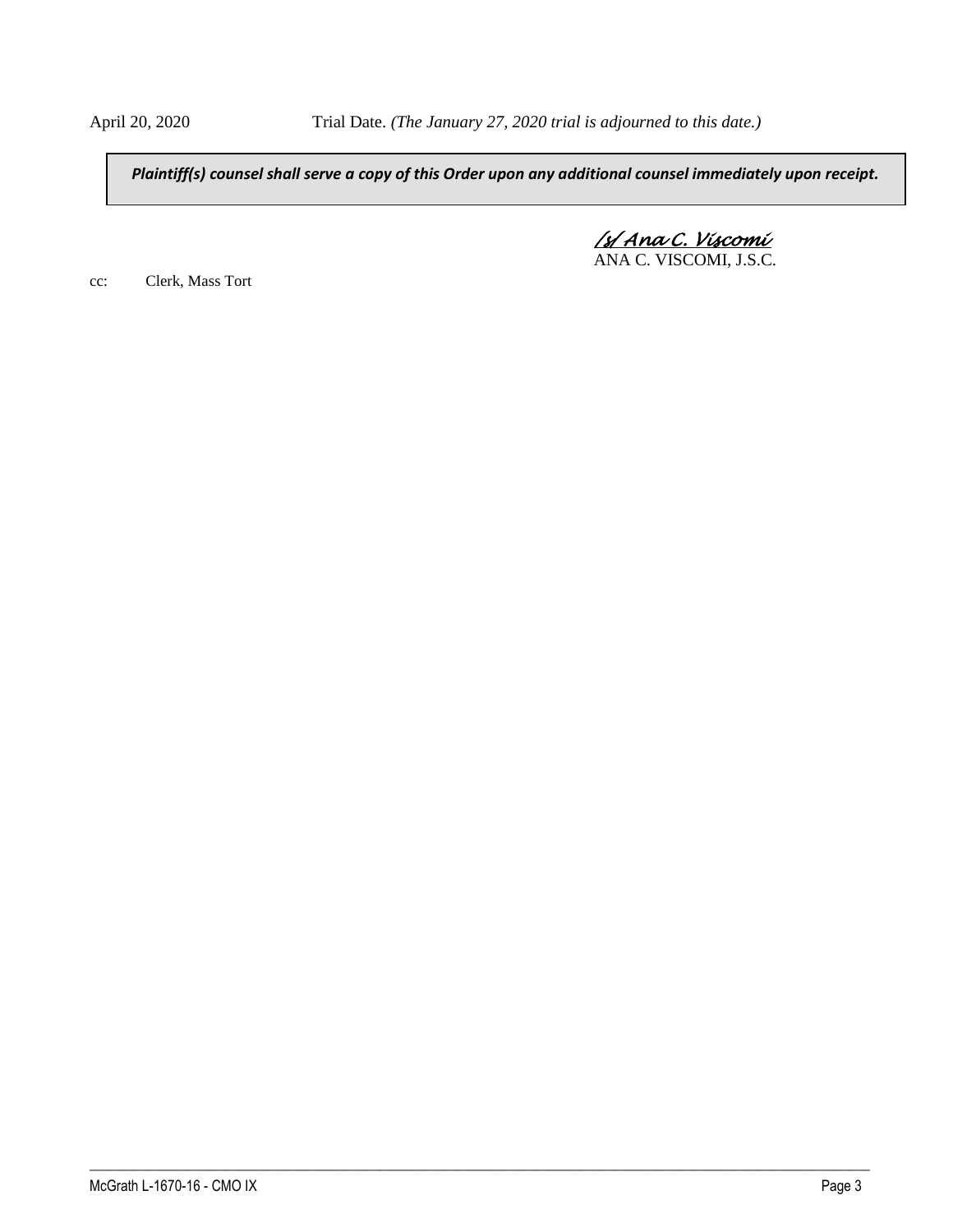April 20, 2020 Trial Date. *(The January 27, 2020 trial is adjourned to this date.)*

***Plaintiff(s) counsel shall serve a copy of this Order upon any additional counsel immediately upon receipt.***

*/s/ Ana C. Viscomi*
ANA C. VISCOMI, J.S.C.

cc: Clerk, Mass Tort